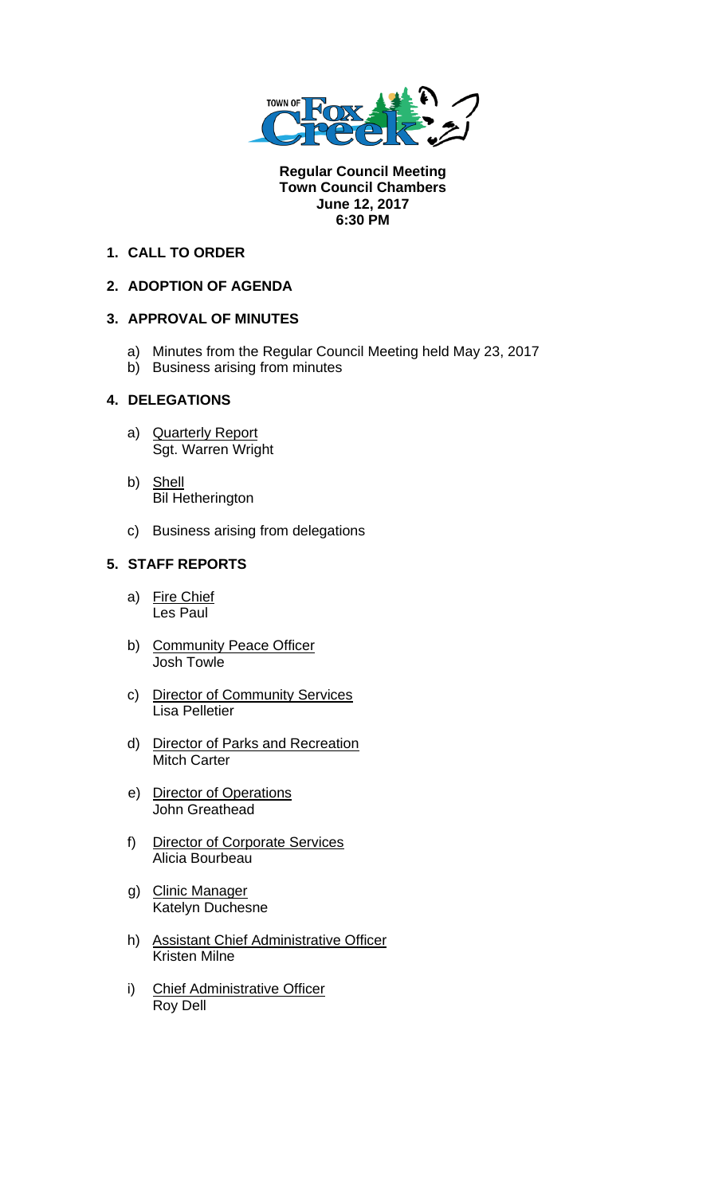**Regular Council Meeting**
**Town Council Chambers**
**June 12, 2017**
**6:30 PM**

**1. CALL TO ORDER**

**2. ADOPTION OF AGENDA**

**3. APPROVAL OF MINUTES**

a) Minutes from the Regular Council Meeting held May 23, 2017
b) Business arising from minutes

**4. DELEGATIONS**

a) Quarterly Report
Sgt. Warren Wright

b) Shell
Bil Hetherington

c) Business arising from delegations

**5. STAFF REPORTS**

a) Fire Chief
Les Paul

b) Community Peace Officer
Josh Towle

c) Director of Community Services
Lisa Pelletier

d) Director of Parks and Recreation
Mitch Carter

e) Director of Operations
John Greathead

f) Director of Corporate Services
Alicia Bourbeau

g) Clinic Manager
Katelyn Duchesne

h) Assistant Chief Administrative Officer
Kristen Milne

i) Chief Administrative Officer
Roy Dell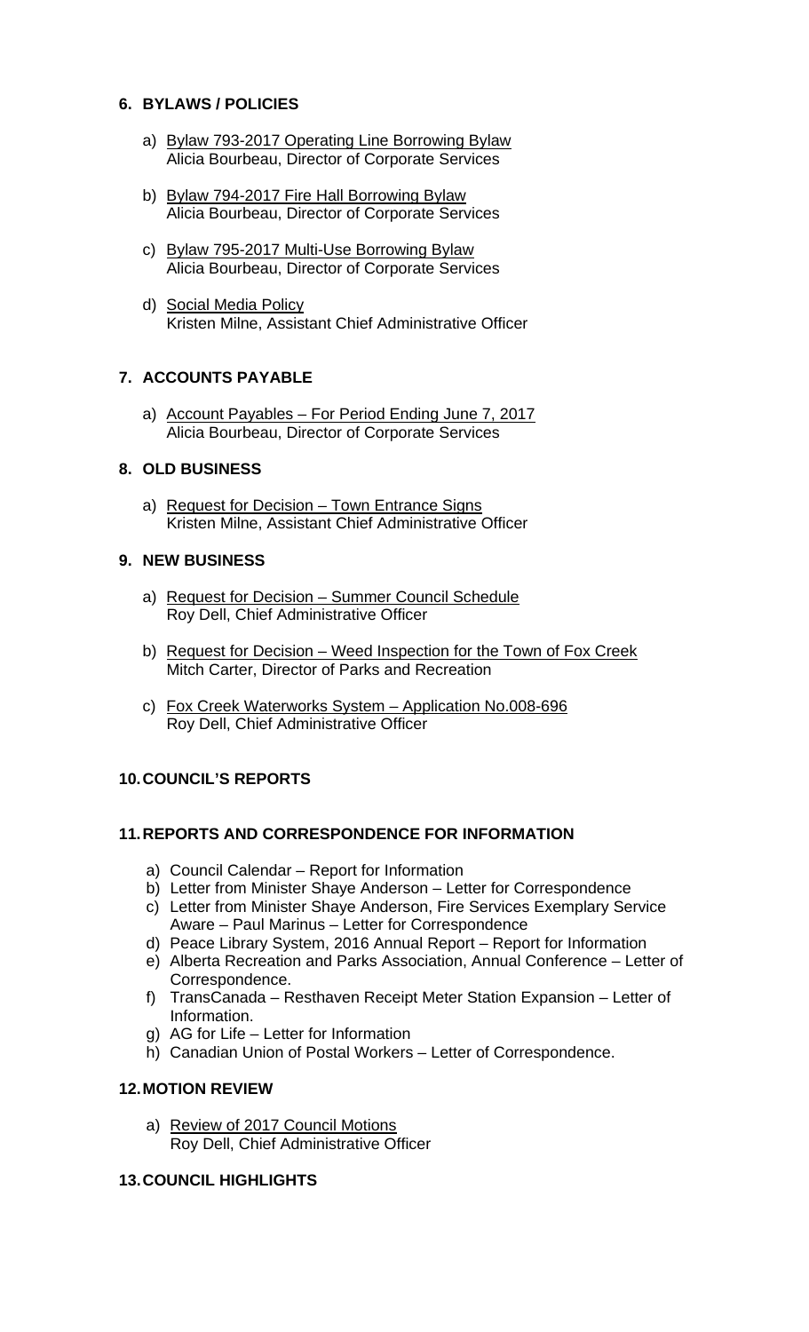## 6. BYLAWS / POLICIES

a) Bylaw 793-2017 Operating Line Borrowing Bylaw
Alicia Bourbeau, Director of Corporate Services

b) Bylaw 794-2017 Fire Hall Borrowing Bylaw
Alicia Bourbeau, Director of Corporate Services

c) Bylaw 795-2017 Multi-Use Borrowing Bylaw
Alicia Bourbeau, Director of Corporate Services

d) Social Media Policy
Kristen Milne, Assistant Chief Administrative Officer

## 7. ACCOUNTS PAYABLE

a) Account Payables – For Period Ending June 7, 2017
Alicia Bourbeau, Director of Corporate Services

## 8. OLD BUSINESS

a) Request for Decision – Town Entrance Signs
Kristen Milne, Assistant Chief Administrative Officer

## 9. NEW BUSINESS

a) Request for Decision – Summer Council Schedule
Roy Dell, Chief Administrative Officer

b) Request for Decision – Weed Inspection for the Town of Fox Creek
Mitch Carter, Director of Parks and Recreation

c) Fox Creek Waterworks System – Application No.008-696
Roy Dell, Chief Administrative Officer

## 10. COUNCIL'S REPORTS

## 11. REPORTS AND CORRESPONDENCE FOR INFORMATION

a) Council Calendar – Report for Information
b) Letter from Minister Shaye Anderson – Letter for Correspondence
c) Letter from Minister Shaye Anderson, Fire Services Exemplary Service Aware – Paul Marinus – Letter for Correspondence
d) Peace Library System, 2016 Annual Report – Report for Information
e) Alberta Recreation and Parks Association, Annual Conference – Letter of Correspondence.
f) TransCanada – Resthaven Receipt Meter Station Expansion – Letter of Information.
g) AG for Life – Letter for Information
h) Canadian Union of Postal Workers – Letter of Correspondence.

## 12. MOTION REVIEW

a) Review of 2017 Council Motions
Roy Dell, Chief Administrative Officer

## 13. COUNCIL HIGHLIGHTS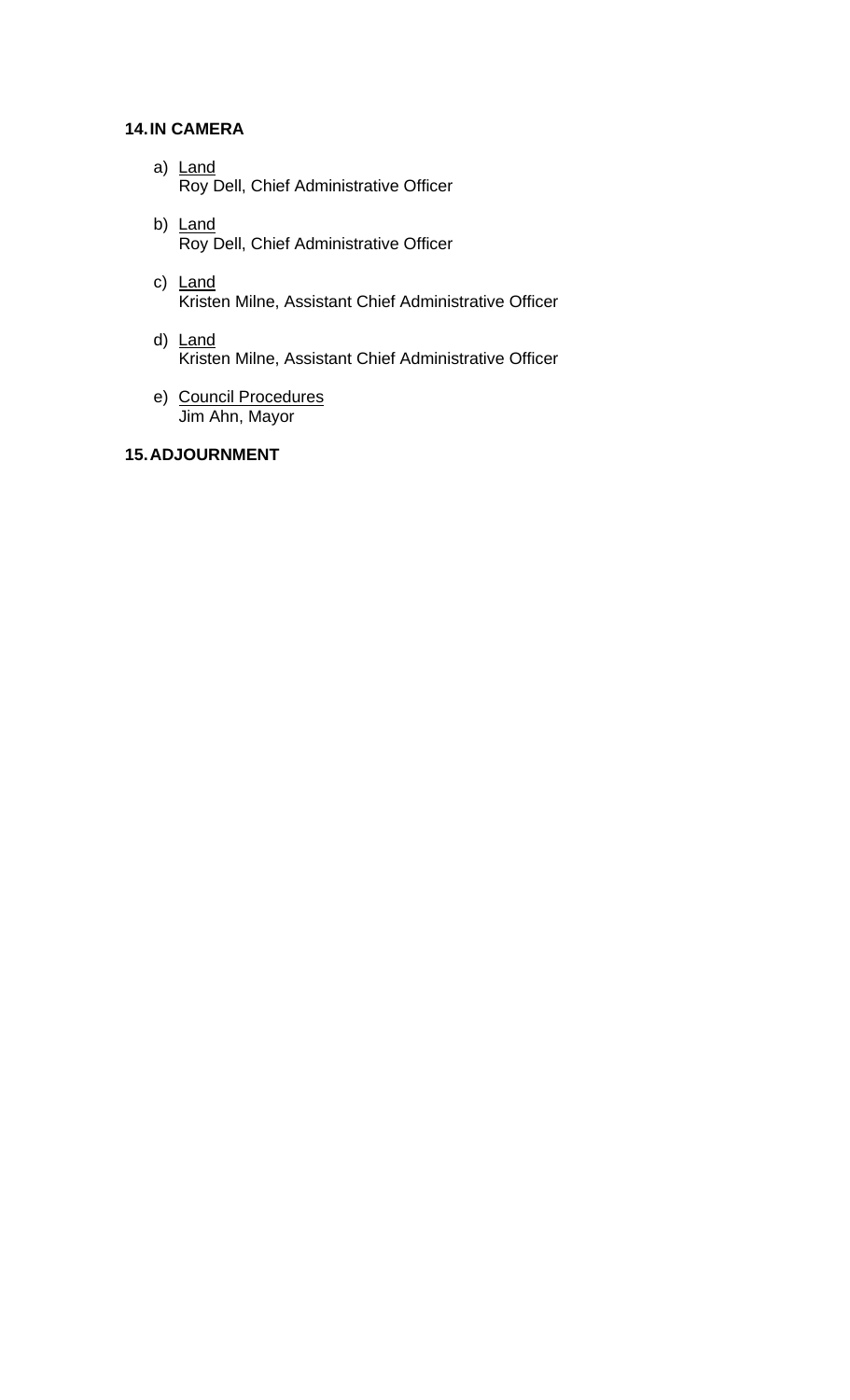**14. IN CAMERA**

a) <u>Land</u>
   Roy Dell, Chief Administrative Officer

b) <u>Land</u>
   Roy Dell, Chief Administrative Officer

c) <u>Land</u>
   Kristen Milne, Assistant Chief Administrative Officer

d) <u>Land</u>
   Kristen Milne, Assistant Chief Administrative Officer

e) <u>Council Procedures</u>
   Jim Ahn, Mayor

**15. ADJOURNMENT**